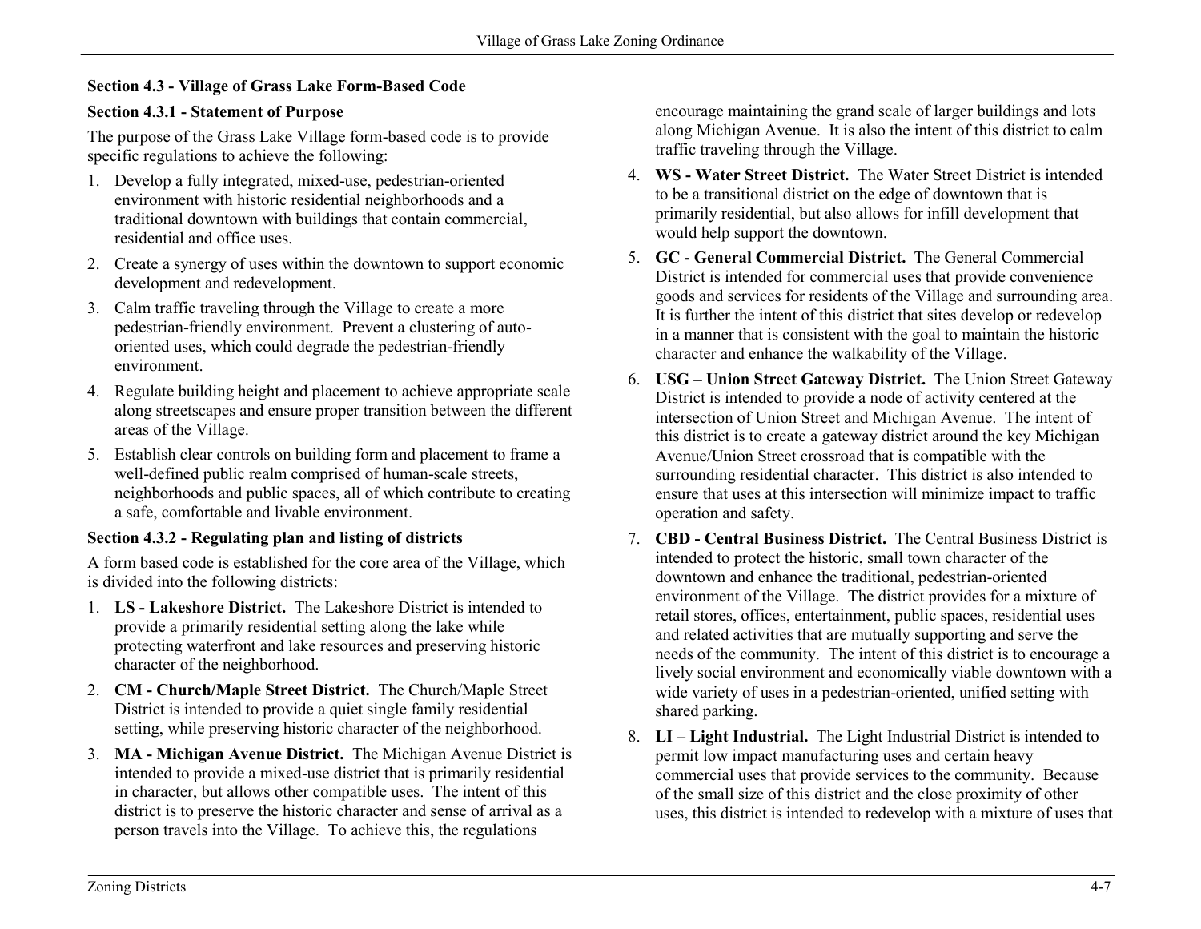## Section 4.3 - Village of Grass Lake Form-Based Code

### Section 4.3.1 - Statement of Purpose

The purpose of the Grass Lake Village form-based code is to provide specific regulations to achieve the following:

1. Develop a fully integrated, mixed-use, pedestrian-oriented environment with historic residential neighborhoods and a traditional downtown with buildings that contain commercial, residential and office uses.
2. Create a synergy of uses within the downtown to support economic development and redevelopment.
3. Calm traffic traveling through the Village to create a more pedestrian-friendly environment. Prevent a clustering of auto-oriented uses, which could degrade the pedestrian-friendly environment.
4. Regulate building height and placement to achieve appropriate scale along streetscapes and ensure proper transition between the different areas of the Village.
5. Establish clear controls on building form and placement to frame a well-defined public realm comprised of human-scale streets, neighborhoods and public spaces, all of which contribute to creating a safe, comfortable and livable environment.

### Section 4.3.2 - Regulating plan and listing of districts

A form based code is established for the core area of the Village, which is divided into the following districts:

1. **LS - Lakeshore District.** The Lakeshore District is intended to provide a primarily residential setting along the lake while protecting waterfront and lake resources and preserving historic character of the neighborhood.
2. **CM - Church/Maple Street District.** The Church/Maple Street District is intended to provide a quiet single family residential setting, while preserving historic character of the neighborhood.
3. **MA - Michigan Avenue District.** The Michigan Avenue District is intended to provide a mixed-use district that is primarily residential in character, but allows other compatible uses. The intent of this district is to preserve the historic character and sense of arrival as a person travels into the Village. To achieve this, the regulations encourage maintaining the grand scale of larger buildings and lots along Michigan Avenue. It is also the intent of this district to calm traffic traveling through the Village.
4. **WS - Water Street District.** The Water Street District is intended to be a transitional district on the edge of downtown that is primarily residential, but also allows for infill development that would help support the downtown.
5. **GC - General Commercial District.** The General Commercial District is intended for commercial uses that provide convenience goods and services for residents of the Village and surrounding area. It is further the intent of this district that sites develop or redevelop in a manner that is consistent with the goal to maintain the historic character and enhance the walkability of the Village.
6. **USG – Union Street Gateway District.** The Union Street Gateway District is intended to provide a node of activity centered at the intersection of Union Street and Michigan Avenue. The intent of this district is to create a gateway district around the key Michigan Avenue/Union Street crossroad that is compatible with the surrounding residential character. This district is also intended to ensure that uses at this intersection will minimize impact to traffic operation and safety.
7. **CBD - Central Business District.** The Central Business District is intended to protect the historic, small town character of the downtown and enhance the traditional, pedestrian-oriented environment of the Village. The district provides for a mixture of retail stores, offices, entertainment, public spaces, residential uses and related activities that are mutually supporting and serve the needs of the community. The intent of this district is to encourage a lively social environment and economically viable downtown with a wide variety of uses in a pedestrian-oriented, unified setting with shared parking.
8. **LI – Light Industrial.** The Light Industrial District is intended to permit low impact manufacturing uses and certain heavy commercial uses that provide services to the community. Because of the small size of this district and the close proximity of other uses, this district is intended to redevelop with a mixture of uses that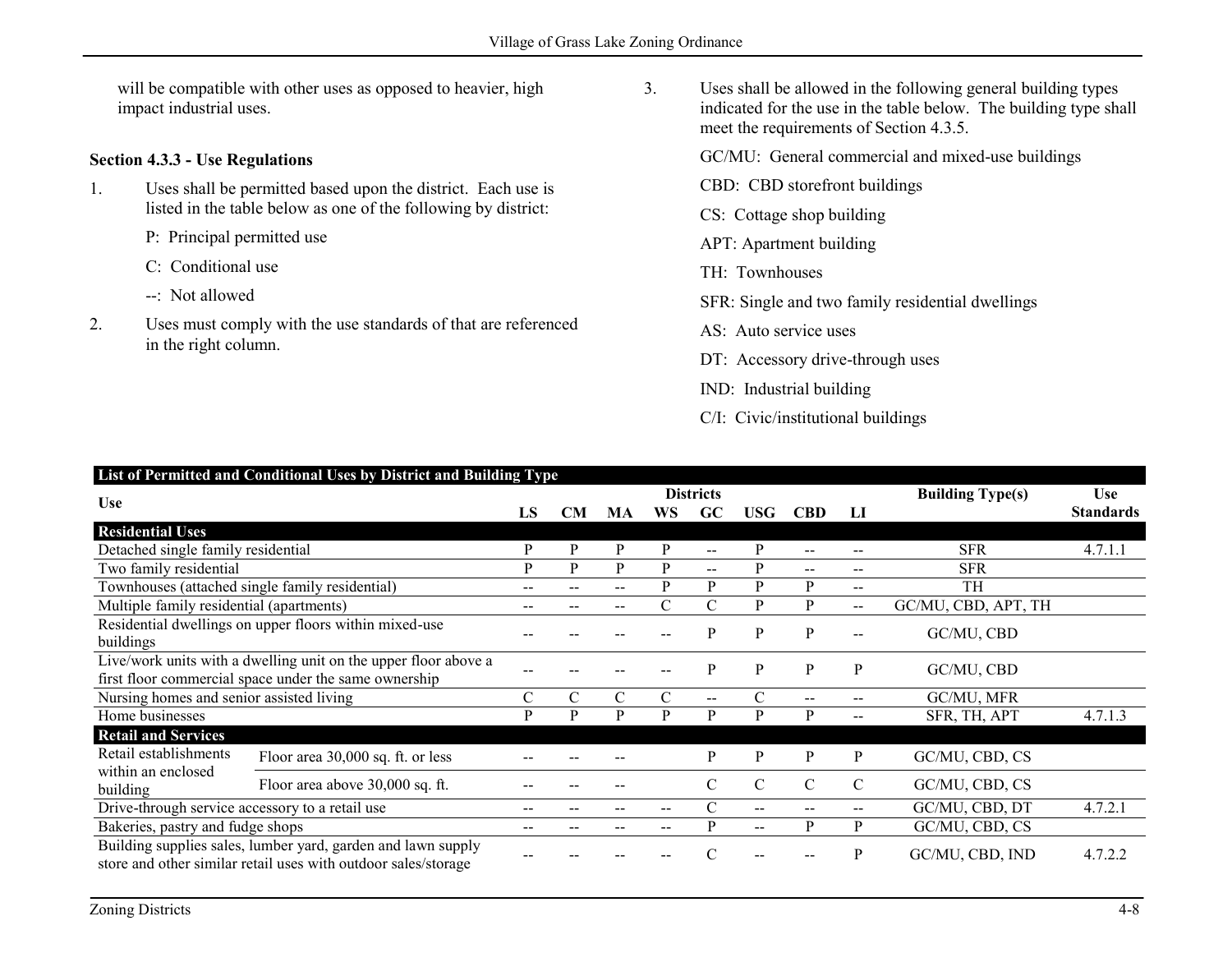will be compatible with other uses as opposed to heavier, high impact industrial uses.

### Section 4.3.3 - Use Regulations

1. Uses shall be permitted based upon the district. Each use is listed in the table below as one of the following by district:

   P: Principal permitted use

   C: Conditional use

   --: Not allowed

2. Uses must comply with the use standards of that are referenced in the right column.

3. Uses shall be allowed in the following general building types indicated for the use in the table below. The building type shall meet the requirements of Section 4.3.5.

   GC/MU: General commercial and mixed-use buildings

   CBD: CBD storefront buildings

   CS: Cottage shop building

   APT: Apartment building

   TH: Townhouses

   SFR: Single and two family residential dwellings

   AS: Auto service uses

   DT: Accessory drive-through uses

   IND: Industrial building

   C/I: Civic/institutional buildings

| List of Permitted and Conditional Uses by District and Building Type | | | | | | | | | | | | |
|---|---|---|---|---|---|---|---|---|---|---|---|---|
| Use | | Districts | | | | | | | | Building Type(s) | Use Standards |
| | | LS | CM | MA | WS | GC | USG | CBD | LI | | |
| **Residential Uses** | | | | | | | | | | | |
| Detached single family residential | | P | P | P | P | -- | P | -- | -- | SFR | 4.7.1.1 |
| Two family residential | | P | P | P | P | -- | P | -- | -- | SFR | |
| Townhouses (attached single family residential) | | -- | -- | -- | P | P | P | P | -- | TH | |
| Multiple family residential (apartments) | | -- | -- | -- | C | C | P | P | -- | GC/MU, CBD, APT, TH | |
| Residential dwellings on upper floors within mixed-use buildings | | -- | -- | -- | -- | P | P | P | -- | GC/MU, CBD | |
| Live/work units with a dwelling unit on the upper floor above a first floor commercial space under the same ownership | | -- | -- | -- | -- | P | P | P | P | GC/MU, CBD | |
| Nursing homes and senior assisted living | | C | C | C | C | -- | C | -- | -- | GC/MU, MFR | |
| Home businesses | | P | P | P | P | P | P | P | -- | SFR, TH, APT | 4.7.1.3 |
| **Retail and Services** | | | | | | | | | | | |
| Retail establishments within an enclosed building | Floor area 30,000 sq. ft. or less | -- | -- | -- | | P | P | P | P | GC/MU, CBD, CS | |
| | Floor area above 30,000 sq. ft. | -- | -- | -- | | C | C | C | C | GC/MU, CBD, CS | |
| Drive-through service accessory to a retail use | | -- | -- | -- | -- | C | -- | -- | -- | GC/MU, CBD, DT | 4.7.2.1 |
| Bakeries, pastry and fudge shops | | -- | -- | -- | -- | P | -- | P | P | GC/MU, CBD, CS | |
| Building supplies sales, lumber yard, garden and lawn supply store and other similar retail uses with outdoor sales/storage | | -- | -- | -- | -- | C | -- | -- | P | GC/MU, CBD, IND | 4.7.2.2 |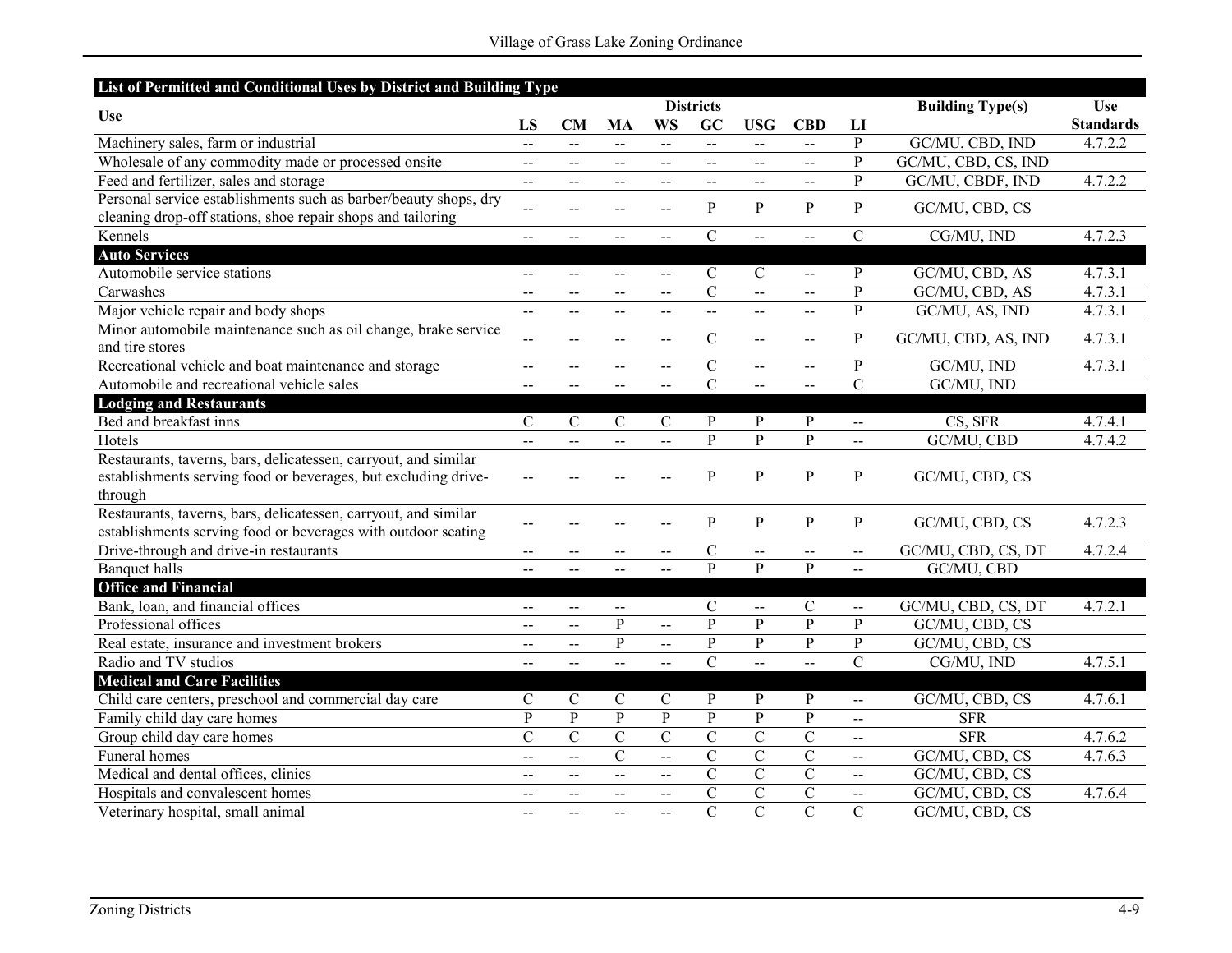| List of Permitted and Conditional Uses by District and Building Type | | | | | | | | | | |
|---|---|---|---|---|---|---|---|---|---|---|
| Use | Districts | | | | | | | | Building Type(s) | Use Standards |
| | LS | CM | MA | WS | GC | USG | CBD | LI | | |
| Machinery sales, farm or industrial | -- | -- | -- | -- | -- | -- | -- | P | GC/MU, CBD, IND | 4.7.2.2 |
| Wholesale of any commodity made or processed onsite | -- | -- | -- | -- | -- | -- | -- | P | GC/MU, CBD, CS, IND | |
| Feed and fertilizer, sales and storage | -- | -- | -- | -- | -- | -- | -- | P | GC/MU, CBDF, IND | 4.7.2.2 |
| Personal service establishments such as barber/beauty shops, dry cleaning drop-off stations, shoe repair shops and tailoring | -- | -- | -- | -- | P | P | P | P | GC/MU, CBD, CS | |
| Kennels | -- | -- | -- | -- | C | -- | -- | C | CG/MU, IND | 4.7.2.3 |
| **Auto Services** | | | | | | | | | | |
| Automobile service stations | -- | -- | -- | -- | C | C | -- | P | GC/MU, CBD, AS | 4.7.3.1 |
| Carwashes | -- | -- | -- | -- | C | -- | -- | P | GC/MU, CBD, AS | 4.7.3.1 |
| Major vehicle repair and body shops | -- | -- | -- | -- | -- | -- | -- | P | GC/MU, AS, IND | 4.7.3.1 |
| Minor automobile maintenance such as oil change, brake service and tire stores | -- | -- | -- | -- | C | -- | -- | P | GC/MU, CBD, AS, IND | 4.7.3.1 |
| Recreational vehicle and boat maintenance and storage | -- | -- | -- | -- | C | -- | -- | P | GC/MU, IND | 4.7.3.1 |
| Automobile and recreational vehicle sales | -- | -- | -- | -- | C | -- | -- | C | GC/MU, IND | |
| **Lodging and Restaurants** | | | | | | | | | | |
| Bed and breakfast inns | C | C | C | C | P | P | P | -- | CS, SFR | 4.7.4.1 |
| Hotels | -- | -- | -- | -- | P | P | P | -- | GC/MU, CBD | 4.7.4.2 |
| Restaurants, taverns, bars, delicatessen, carryout, and similar establishments serving food or beverages, but excluding drive-through | -- | -- | -- | -- | P | P | P | P | GC/MU, CBD, CS | |
| Restaurants, taverns, bars, delicatessen, carryout, and similar establishments serving food or beverages with outdoor seating | -- | -- | -- | -- | P | P | P | P | GC/MU, CBD, CS | 4.7.2.3 |
| Drive-through and drive-in restaurants | -- | -- | -- | -- | C | -- | -- | -- | GC/MU, CBD, CS, DT | 4.7.2.4 |
| Banquet halls | -- | -- | -- | -- | P | P | P | -- | GC/MU, CBD | |
| **Office and Financial** | | | | | | | | | | |
| Bank, loan, and financial offices | -- | -- | -- | | C | -- | C | -- | GC/MU, CBD, CS, DT | 4.7.2.1 |
| Professional offices | -- | -- | P | -- | P | P | P | P | GC/MU, CBD, CS | |
| Real estate, insurance and investment brokers | -- | -- | P | -- | P | P | P | P | GC/MU, CBD, CS | |
| Radio and TV studios | -- | -- | -- | -- | C | -- | -- | C | CG/MU, IND | 4.7.5.1 |
| **Medical and Care Facilities** | | | | | | | | | | |
| Child care centers, preschool and commercial day care | C | C | C | C | P | P | P | -- | GC/MU, CBD, CS | 4.7.6.1 |
| Family child day care homes | P | P | P | P | P | P | P | -- | SFR | |
| Group child day care homes | C | C | C | C | C | C | C | -- | SFR | 4.7.6.2 |
| Funeral homes | -- | -- | C | -- | C | C | C | -- | GC/MU, CBD, CS | 4.7.6.3 |
| Medical and dental offices, clinics | -- | -- | -- | -- | C | C | C | -- | GC/MU, CBD, CS | |
| Hospitals and convalescent homes | -- | -- | -- | -- | C | C | C | -- | GC/MU, CBD, CS | 4.7.6.4 |
| Veterinary hospital, small animal | -- | -- | -- | -- | C | C | C | C | GC/MU, CBD, CS | |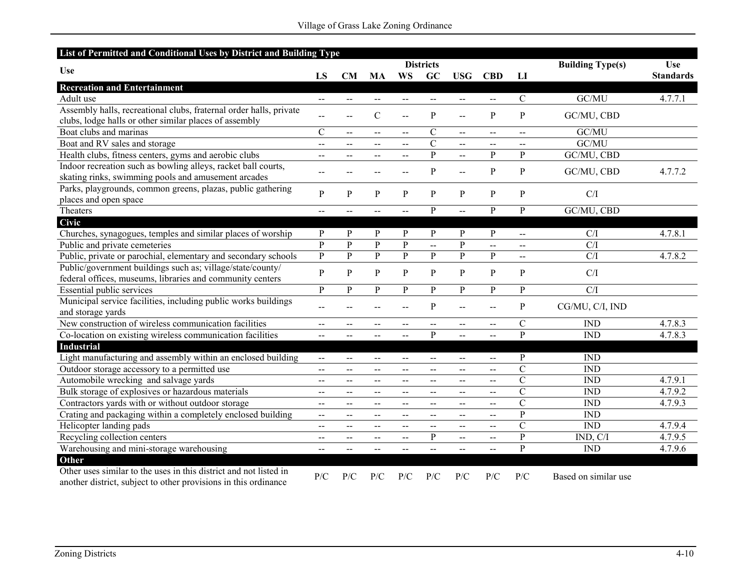| List of Permitted and Conditional Uses by District and Building Type | | | | | | | | | | |
|---|---|---|---|---|---|---|---|---|---|---|
| Use | Districts | | | | | | | | Building Type(s) | Use Standards |
| | LS | CM | MA | WS | GC | USG | CBD | LI | | |
| **Recreation and Entertainment** | | | | | | | | | | |
| Adult use | -- | -- | -- | -- | -- | -- | -- | C | GC/MU | 4.7.7.1 |
| Assembly halls, recreational clubs, fraternal order halls, private clubs, lodge halls or other similar places of assembly | -- | -- | C | -- | P | -- | P | P | GC/MU, CBD | |
| Boat clubs and marinas | C | -- | -- | -- | C | -- | -- | -- | GC/MU | |
| Boat and RV sales and storage | -- | -- | -- | -- | C | -- | -- | -- | GC/MU | |
| Health clubs, fitness centers, gyms and aerobic clubs | -- | -- | -- | -- | P | -- | P | P | GC/MU, CBD | |
| Indoor recreation such as bowling alleys, racket ball courts, skating rinks, swimming pools and amusement arcades | -- | -- | -- | -- | P | -- | P | P | GC/MU, CBD | 4.7.7.2 |
| Parks, playgrounds, common greens, plazas, public gathering places and open space | P | P | P | P | P | P | P | P | C/I | |
| Theaters | -- | -- | -- | -- | P | -- | P | P | GC/MU, CBD | |
| **Civic** | | | | | | | | | | |
| Churches, synagogues, temples and similar places of worship | P | P | P | P | P | P | P | -- | C/I | 4.7.8.1 |
| Public and private cemeteries | P | P | P | P | -- | P | -- | -- | C/I | |
| Public, private or parochial, elementary and secondary schools | P | P | P | P | P | P | P | -- | C/I | 4.7.8.2 |
| Public/government buildings such as; village/state/county/ federal offices, museums, libraries and community centers | P | P | P | P | P | P | P | P | C/I | |
| Essential public services | P | P | P | P | P | P | P | P | C/I | |
| Municipal service facilities, including public works buildings and storage yards | -- | -- | -- | -- | P | -- | -- | P | CG/MU, C/I, IND | |
| New construction of wireless communication facilities | -- | -- | -- | -- | -- | -- | -- | C | IND | 4.7.8.3 |
| Co-location on existing wireless communication facilities | -- | -- | -- | -- | P | -- | -- | P | IND | 4.7.8.3 |
| **Industrial** | | | | | | | | | | |
| Light manufacturing and assembly within an enclosed building | -- | -- | -- | -- | -- | -- | -- | P | IND | |
| Outdoor storage accessory to a permitted use | -- | -- | -- | -- | -- | -- | -- | C | IND | |
| Automobile wrecking and salvage yards | -- | -- | -- | -- | -- | -- | -- | C | IND | 4.7.9.1 |
| Bulk storage of explosives or hazardous materials | -- | -- | -- | -- | -- | -- | -- | C | IND | 4.7.9.2 |
| Contractors yards with or without outdoor storage | -- | -- | -- | -- | -- | -- | -- | C | IND | 4.7.9.3 |
| Crating and packaging within a completely enclosed building | -- | -- | -- | -- | -- | -- | -- | P | IND | |
| Helicopter landing pads | -- | -- | -- | -- | -- | -- | -- | C | IND | 4.7.9.4 |
| Recycling collection centers | -- | -- | -- | -- | P | -- | -- | P | IND, C/I | 4.7.9.5 |
| Warehousing and mini-storage warehousing | -- | -- | -- | -- | -- | -- | -- | P | IND | 4.7.9.6 |
| **Other** | | | | | | | | | | |
| Other uses similar to the uses in this district and not listed in another district, subject to other provisions in this ordinance | P/C | P/C | P/C | P/C | P/C | P/C | P/C | P/C | Based on similar use | |